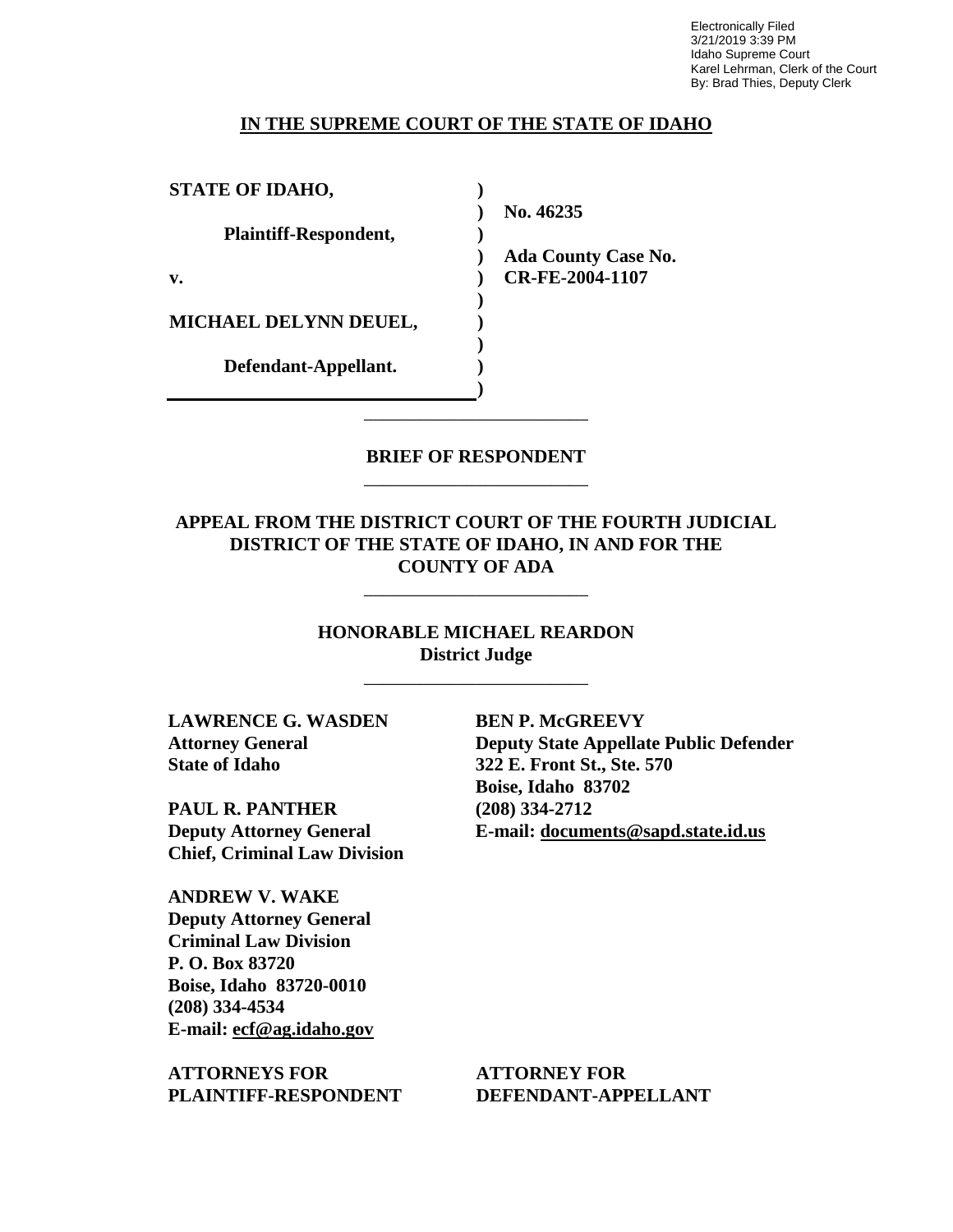Electronically Filed
3/21/2019 3:39 PM
Idaho Supreme Court
Karel Lehrman, Clerk of the Court
By: Brad Thies, Deputy Clerk

**IN THE SUPREME COURT OF THE STATE OF IDAHO**

| | | |
|---|---|---|
| **STATE OF IDAHO,** | ) | |
| | ) | **No. 46235** |
| **Plaintiff-Respondent,** | ) | |
| | ) | **Ada County Case No.** |
| **v.** | ) | **CR-FE-2004-1107** |
| | ) | |
| **MICHAEL DELYNN DEUEL,** | ) | |
| | ) | |
| **Defendant-Appellant.** | ) | |
| | ) | |

---

**BRIEF OF RESPONDENT**

---

**APPEAL FROM THE DISTRICT COURT OF THE FOURTH JUDICIAL DISTRICT OF THE STATE OF IDAHO, IN AND FOR THE COUNTY OF ADA**

---

**HONORABLE MICHAEL REARDON**
**District Judge**

---

**LAWRENCE G. WASDEN**
**Attorney General**
**State of Idaho**

**PAUL R. PANTHER**
**Deputy Attorney General**
**Chief, Criminal Law Division**

**ANDREW V. WAKE**
**Deputy Attorney General**
**Criminal Law Division**
**P. O. Box 83720**
**Boise, Idaho 83720-0010**
**(208) 334-4534**
**E-mail: ecf@ag.idaho.gov**

**ATTORNEYS FOR PLAINTIFF-RESPONDENT**

**BEN P. McGREEVY**
**Deputy State Appellate Public Defender**
**322 E. Front St., Ste. 570**
**Boise, Idaho 83702**
**(208) 334-2712**
**E-mail: documents@sapd.state.id.us**

**ATTORNEY FOR DEFENDANT-APPELLANT**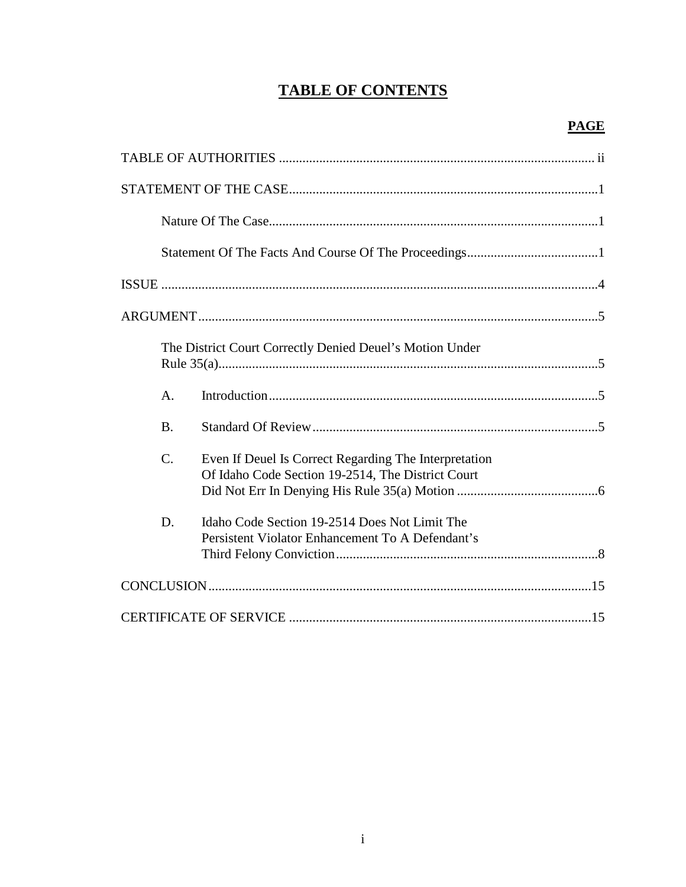# TABLE OF CONTENTS

| | PAGE |
|---|---|
| TABLE OF AUTHORITIES | ii |
| STATEMENT OF THE CASE | 1 |
| Nature Of The Case | 1 |
| Statement Of The Facts And Course Of The Proceedings | 1 |
| ISSUE | 4 |
| ARGUMENT | 5 |
| The District Court Correctly Denied Deuel's Motion Under Rule 35(a) | 5 |
| A. Introduction | 5 |
| B. Standard Of Review | 5 |
| C. Even If Deuel Is Correct Regarding The Interpretation Of Idaho Code Section 19-2514, The District Court Did Not Err In Denying His Rule 35(a) Motion | 6 |
| D. Idaho Code Section 19-2514 Does Not Limit The Persistent Violator Enhancement To A Defendant's Third Felony Conviction | 8 |
| CONCLUSION | 15 |
| CERTIFICATE OF SERVICE | 15 |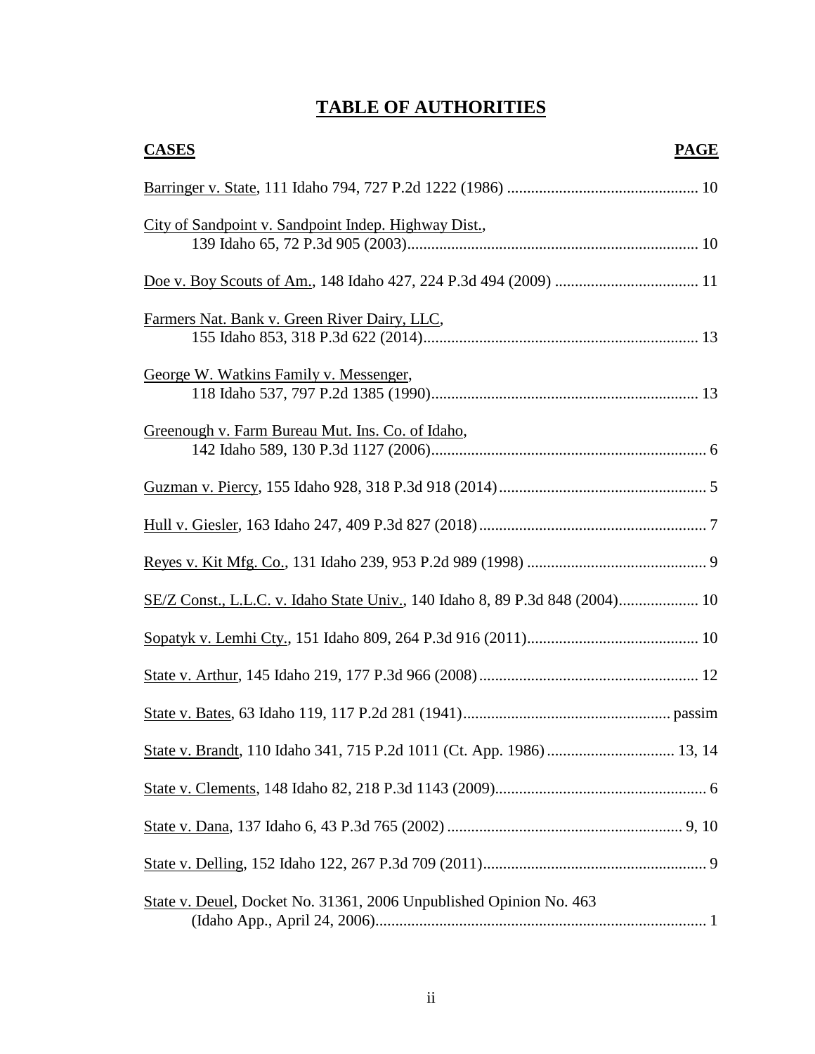# TABLE OF AUTHORITIES

| CASES | PAGE |
|---|---|
| Barringer v. State, 111 Idaho 794, 727 P.2d 1222 (1986) | 10 |
| City of Sandpoint v. Sandpoint Indep. Highway Dist., 139 Idaho 65, 72 P.3d 905 (2003) | 10 |
| Doe v. Boy Scouts of Am., 148 Idaho 427, 224 P.3d 494 (2009) | 11 |
| Farmers Nat. Bank v. Green River Dairy, LLC, 155 Idaho 853, 318 P.3d 622 (2014) | 13 |
| George W. Watkins Family v. Messenger, 118 Idaho 537, 797 P.2d 1385 (1990) | 13 |
| Greenough v. Farm Bureau Mut. Ins. Co. of Idaho, 142 Idaho 589, 130 P.3d 1127 (2006) | 6 |
| Guzman v. Piercy, 155 Idaho 928, 318 P.3d 918 (2014) | 5 |
| Hull v. Giesler, 163 Idaho 247, 409 P.3d 827 (2018) | 7 |
| Reyes v. Kit Mfg. Co., 131 Idaho 239, 953 P.2d 989 (1998) | 9 |
| SE/Z Const., L.L.C. v. Idaho State Univ., 140 Idaho 8, 89 P.3d 848 (2004) | 10 |
| Sopatyk v. Lemhi Cty., 151 Idaho 809, 264 P.3d 916 (2011) | 10 |
| State v. Arthur, 145 Idaho 219, 177 P.3d 966 (2008) | 12 |
| State v. Bates, 63 Idaho 119, 117 P.2d 281 (1941) | passim |
| State v. Brandt, 110 Idaho 341, 715 P.2d 1011 (Ct. App. 1986) | 13, 14 |
| State v. Clements, 148 Idaho 82, 218 P.3d 1143 (2009) | 6 |
| State v. Dana, 137 Idaho 6, 43 P.3d 765 (2002) | 9, 10 |
| State v. Delling, 152 Idaho 122, 267 P.3d 709 (2011) | 9 |
| State v. Deuel, Docket No. 31361, 2006 Unpublished Opinion No. 463 (Idaho App., April 24, 2006) | 1 |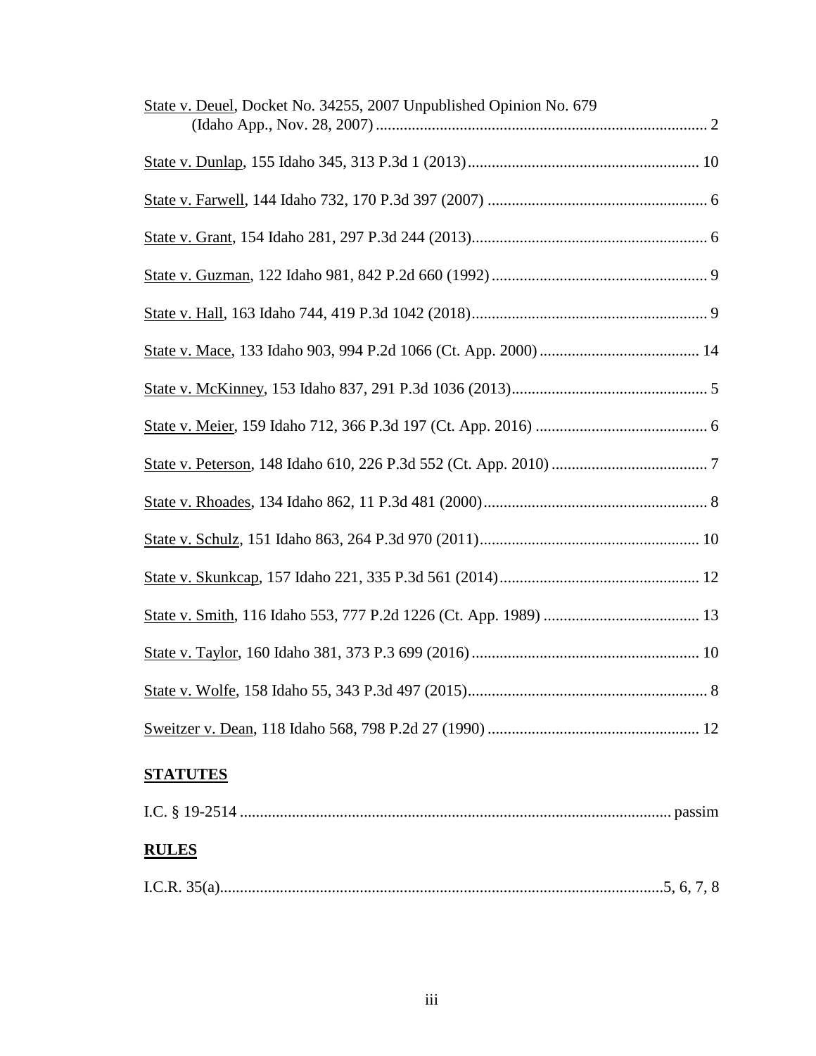State v. Deuel, Docket No. 34255, 2007 Unpublished Opinion No. 679 (Idaho App., Nov. 28, 2007) ... 2

State v. Dunlap, 155 Idaho 345, 313 P.3d 1 (2013) ... 10

State v. Farwell, 144 Idaho 732, 170 P.3d 397 (2007) ... 6

State v. Grant, 154 Idaho 281, 297 P.3d 244 (2013) ... 6

State v. Guzman, 122 Idaho 981, 842 P.2d 660 (1992) ... 9

State v. Hall, 163 Idaho 744, 419 P.3d 1042 (2018) ... 9

State v. Mace, 133 Idaho 903, 994 P.2d 1066 (Ct. App. 2000) ... 14

State v. McKinney, 153 Idaho 837, 291 P.3d 1036 (2013) ... 5

State v. Meier, 159 Idaho 712, 366 P.3d 197 (Ct. App. 2016) ... 6

State v. Peterson, 148 Idaho 610, 226 P.3d 552 (Ct. App. 2010) ... 7

State v. Rhoades, 134 Idaho 862, 11 P.3d 481 (2000) ... 8

State v. Schulz, 151 Idaho 863, 264 P.3d 970 (2011) ... 10

State v. Skunkcap, 157 Idaho 221, 335 P.3d 561 (2014) ... 12

State v. Smith, 116 Idaho 553, 777 P.2d 1226 (Ct. App. 1989) ... 13

State v. Taylor, 160 Idaho 381, 373 P.3 699 (2016) ... 10

State v. Wolfe, 158 Idaho 55, 343 P.3d 497 (2015) ... 8

Sweitzer v. Dean, 118 Idaho 568, 798 P.2d 27 (1990) ... 12

## **STATUTES**

I.C. § 19-2514 ... passim

## **RULES**

I.C.R. 35(a) ... 5, 6, 7, 8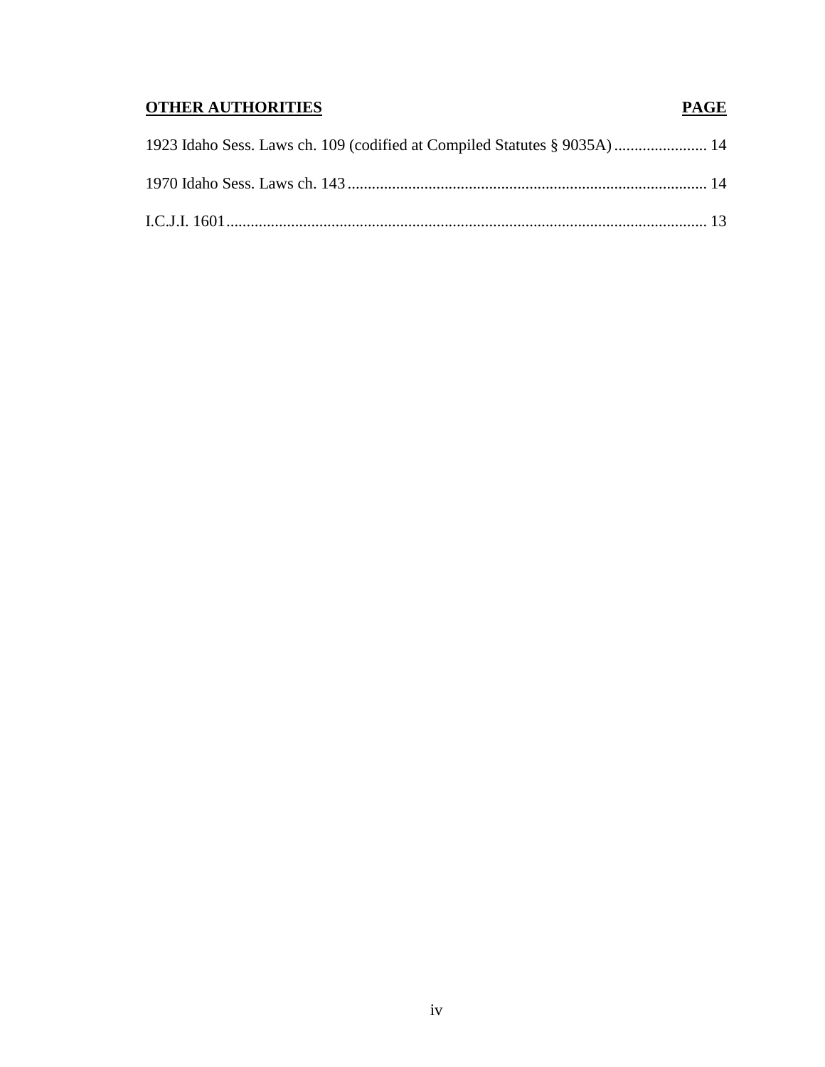| **OTHER AUTHORITIES** | **PAGE** |
| --- | --- |
| 1923 Idaho Sess. Laws ch. 109 (codified at Compiled Statutes § 9035A) | 14 |
| 1970 Idaho Sess. Laws ch. 143 | 14 |
| I.C.J.I. 1601 | 13 |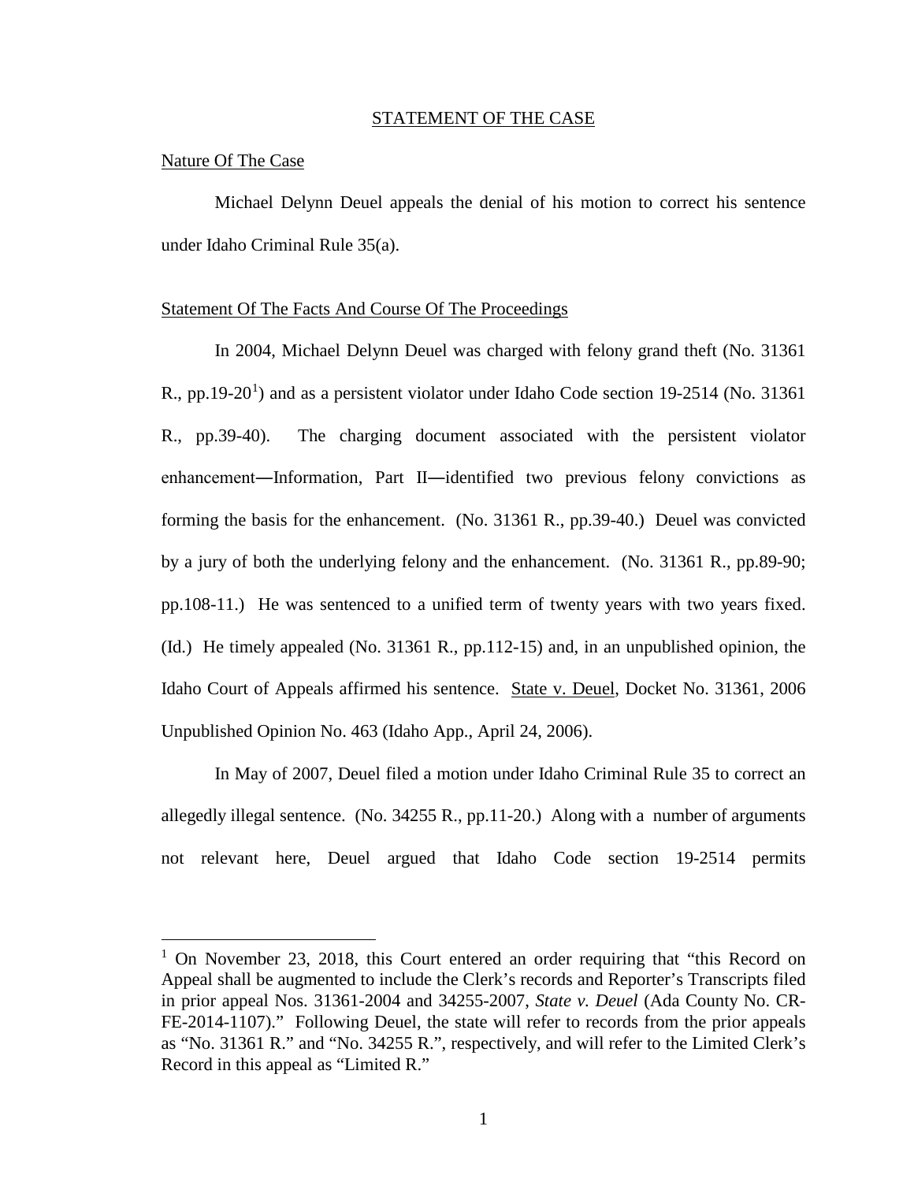## STATEMENT OF THE CASE

### Nature Of The Case

Michael Delynn Deuel appeals the denial of his motion to correct his sentence under Idaho Criminal Rule 35(a).

### Statement Of The Facts And Course Of The Proceedings

In 2004, Michael Delynn Deuel was charged with felony grand theft (No. 31361 R., pp.19-20[1]) and as a persistent violator under Idaho Code section 19-2514 (No. 31361 R., pp.39-40). The charging document associated with the persistent violator enhancement—Information, Part II—identified two previous felony convictions as forming the basis for the enhancement. (No. 31361 R., pp.39-40.) Deuel was convicted by a jury of both the underlying felony and the enhancement. (No. 31361 R., pp.89-90; pp.108-11.) He was sentenced to a unified term of twenty years with two years fixed. (Id.) He timely appealed (No. 31361 R., pp.112-15) and, in an unpublished opinion, the Idaho Court of Appeals affirmed his sentence. State v. Deuel, Docket No. 31361, 2006 Unpublished Opinion No. 463 (Idaho App., April 24, 2006).

In May of 2007, Deuel filed a motion under Idaho Criminal Rule 35 to correct an allegedly illegal sentence. (No. 34255 R., pp.11-20.) Along with a number of arguments not relevant here, Deuel argued that Idaho Code section 19-2514 permits

[1] On November 23, 2018, this Court entered an order requiring that "this Record on Appeal shall be augmented to include the Clerk's records and Reporter's Transcripts filed in prior appeal Nos. 31361-2004 and 34255-2007, *State v. Deuel* (Ada County No. CR-FE-2014-1107)." Following Deuel, the state will refer to records from the prior appeals as "No. 31361 R." and "No. 34255 R.", respectively, and will refer to the Limited Clerk's Record in this appeal as "Limited R."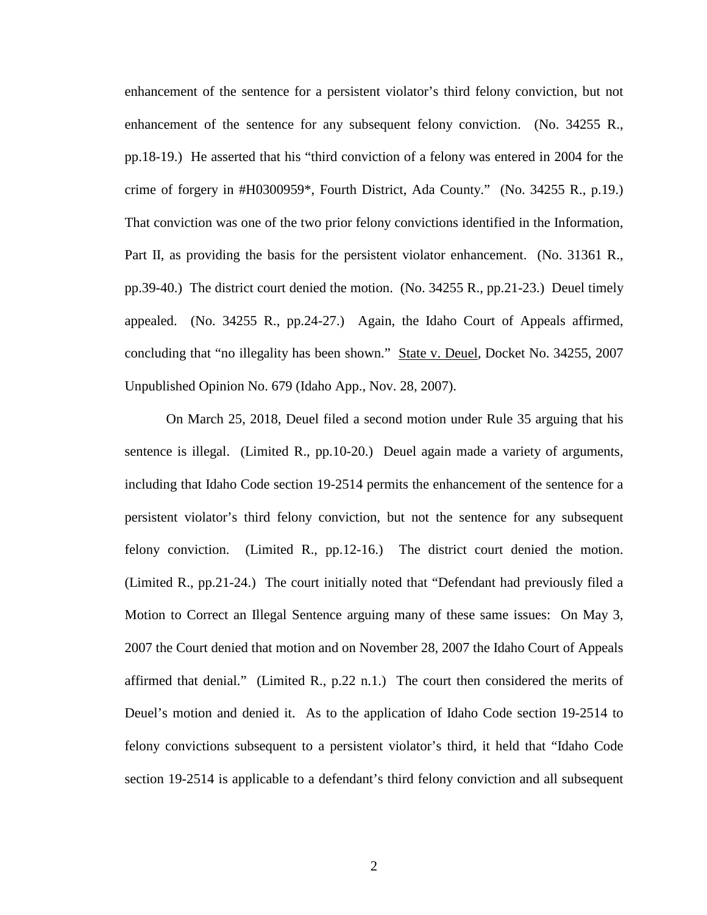enhancement of the sentence for a persistent violator's third felony conviction, but not enhancement of the sentence for any subsequent felony conviction. (No. 34255 R., pp.18-19.) He asserted that his "third conviction of a felony was entered in 2004 for the crime of forgery in #H0300959*, Fourth District, Ada County." (No. 34255 R., p.19.) That conviction was one of the two prior felony convictions identified in the Information, Part II, as providing the basis for the persistent violator enhancement. (No. 31361 R., pp.39-40.) The district court denied the motion. (No. 34255 R., pp.21-23.) Deuel timely appealed. (No. 34255 R., pp.24-27.) Again, the Idaho Court of Appeals affirmed, concluding that "no illegality has been shown." State v. Deuel, Docket No. 34255, 2007 Unpublished Opinion No. 679 (Idaho App., Nov. 28, 2007).

On March 25, 2018, Deuel filed a second motion under Rule 35 arguing that his sentence is illegal. (Limited R., pp.10-20.) Deuel again made a variety of arguments, including that Idaho Code section 19-2514 permits the enhancement of the sentence for a persistent violator's third felony conviction, but not the sentence for any subsequent felony conviction. (Limited R., pp.12-16.) The district court denied the motion. (Limited R., pp.21-24.) The court initially noted that "Defendant had previously filed a Motion to Correct an Illegal Sentence arguing many of these same issues: On May 3, 2007 the Court denied that motion and on November 28, 2007 the Idaho Court of Appeals affirmed that denial." (Limited R., p.22 n.1.) The court then considered the merits of Deuel's motion and denied it. As to the application of Idaho Code section 19-2514 to felony convictions subsequent to a persistent violator's third, it held that "Idaho Code section 19-2514 is applicable to a defendant's third felony conviction and all subsequent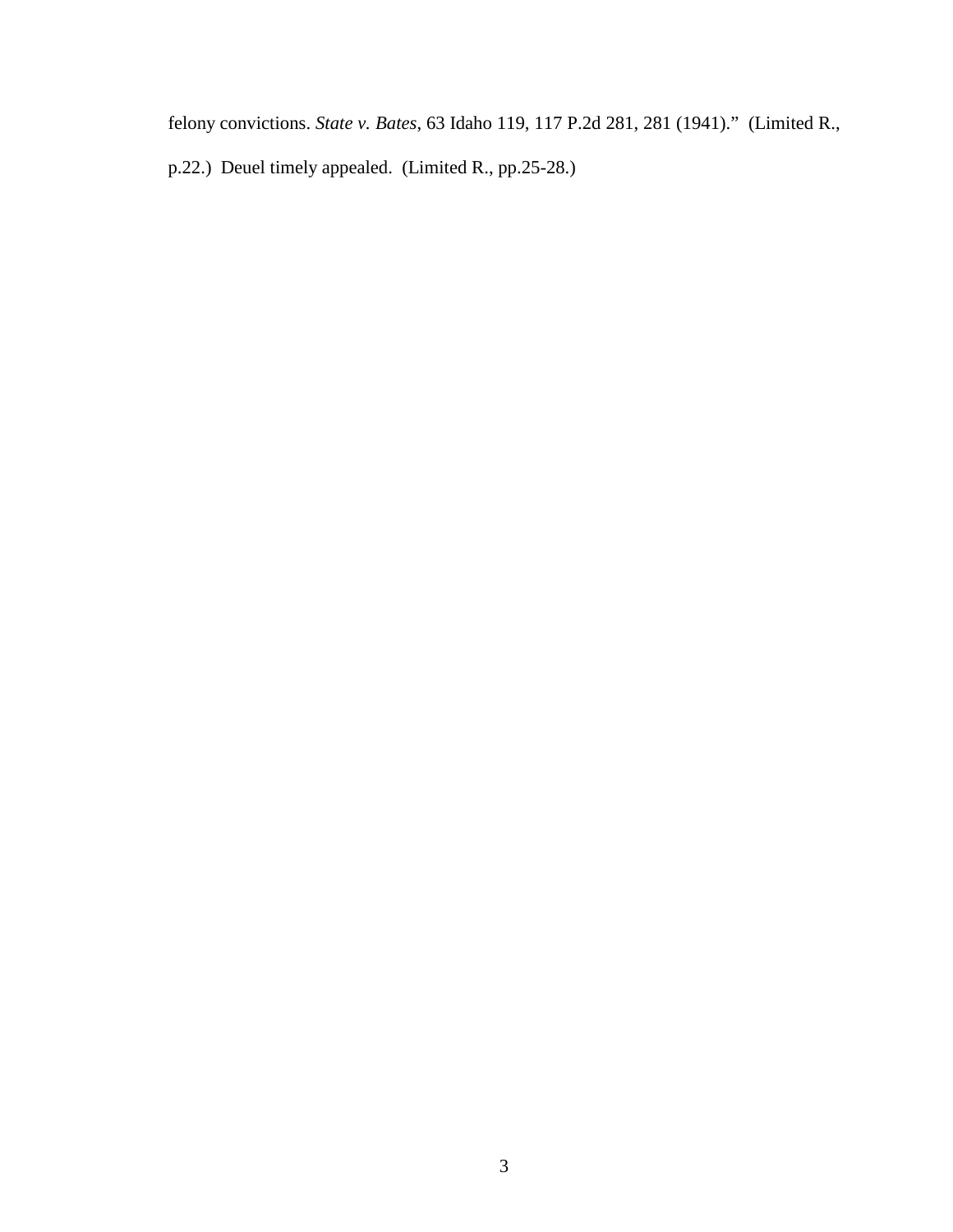felony convictions. *State v. Bates*, 63 Idaho 119, 117 P.2d 281, 281 (1941)." (Limited R., p.22.) Deuel timely appealed. (Limited R., pp.25-28.)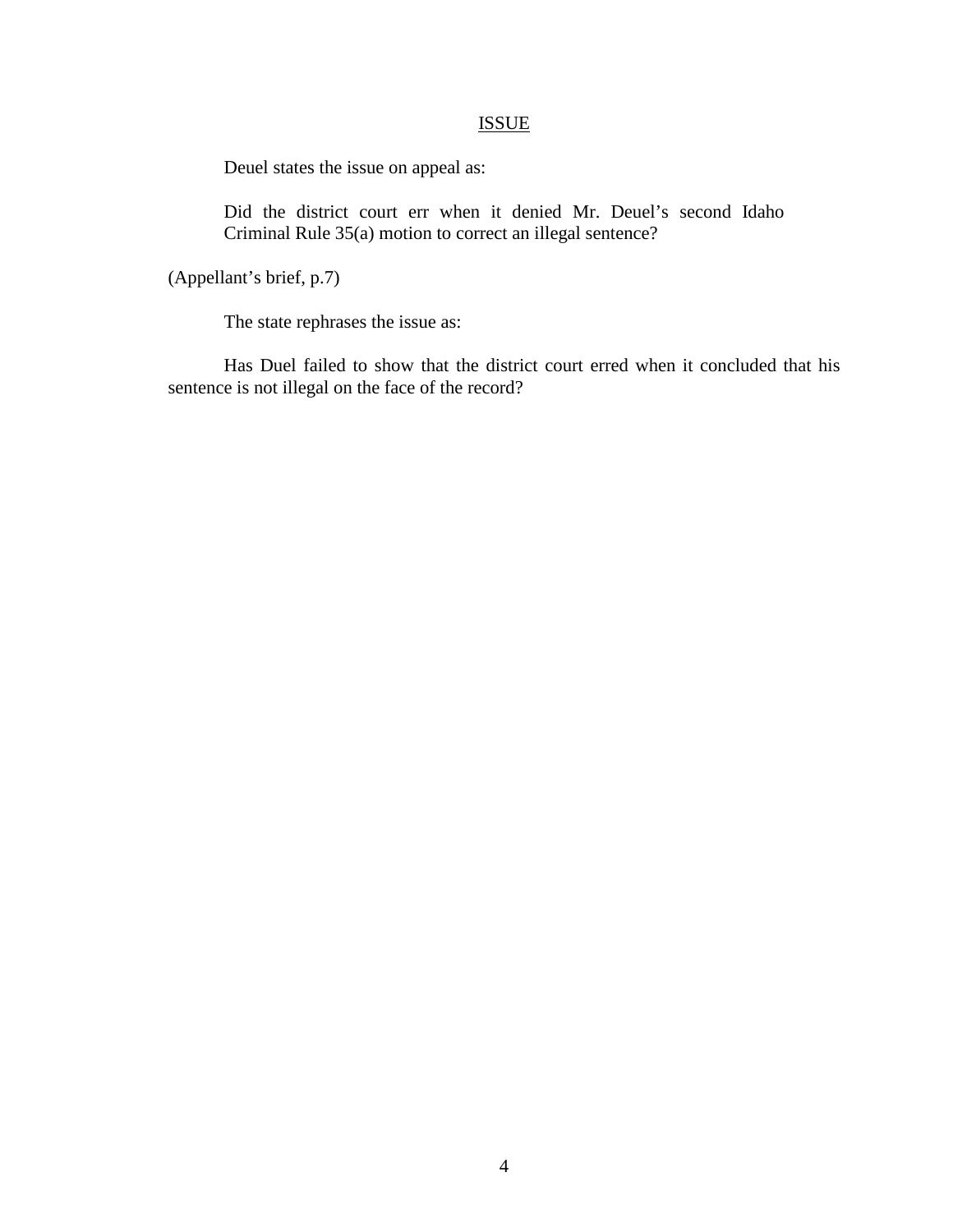## ISSUE

Deuel states the issue on appeal as:

> Did the district court err when it denied Mr. Deuel's second Idaho Criminal Rule 35(a) motion to correct an illegal sentence?

(Appellant's brief, p.7)

The state rephrases the issue as:

Has Duel failed to show that the district court erred when it concluded that his sentence is not illegal on the face of the record?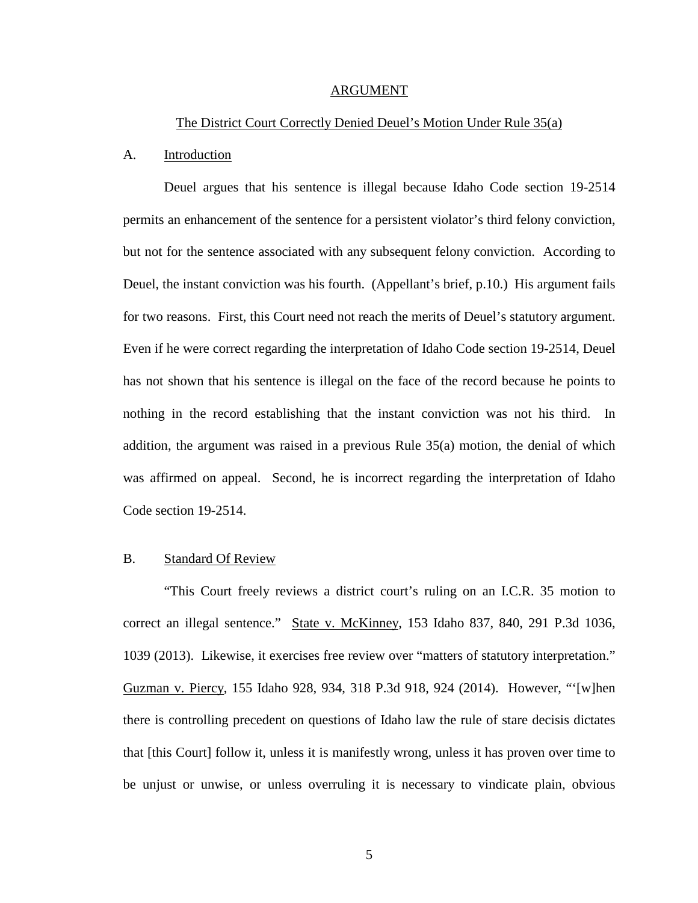## ARGUMENT

### The District Court Correctly Denied Deuel's Motion Under Rule 35(a)

#### A. Introduction

Deuel argues that his sentence is illegal because Idaho Code section 19-2514 permits an enhancement of the sentence for a persistent violator's third felony conviction, but not for the sentence associated with any subsequent felony conviction. According to Deuel, the instant conviction was his fourth. (Appellant's brief, p.10.) His argument fails for two reasons. First, this Court need not reach the merits of Deuel's statutory argument. Even if he were correct regarding the interpretation of Idaho Code section 19-2514, Deuel has not shown that his sentence is illegal on the face of the record because he points to nothing in the record establishing that the instant conviction was not his third. In addition, the argument was raised in a previous Rule 35(a) motion, the denial of which was affirmed on appeal. Second, he is incorrect regarding the interpretation of Idaho Code section 19-2514.

#### B. Standard Of Review

"This Court freely reviews a district court's ruling on an I.C.R. 35 motion to correct an illegal sentence." State v. McKinney, 153 Idaho 837, 840, 291 P.3d 1036, 1039 (2013). Likewise, it exercises free review over "matters of statutory interpretation." Guzman v. Piercy, 155 Idaho 928, 934, 318 P.3d 918, 924 (2014). However, "'[w]hen there is controlling precedent on questions of Idaho law the rule of stare decisis dictates that [this Court] follow it, unless it is manifestly wrong, unless it has proven over time to be unjust or unwise, or unless overruling it is necessary to vindicate plain, obvious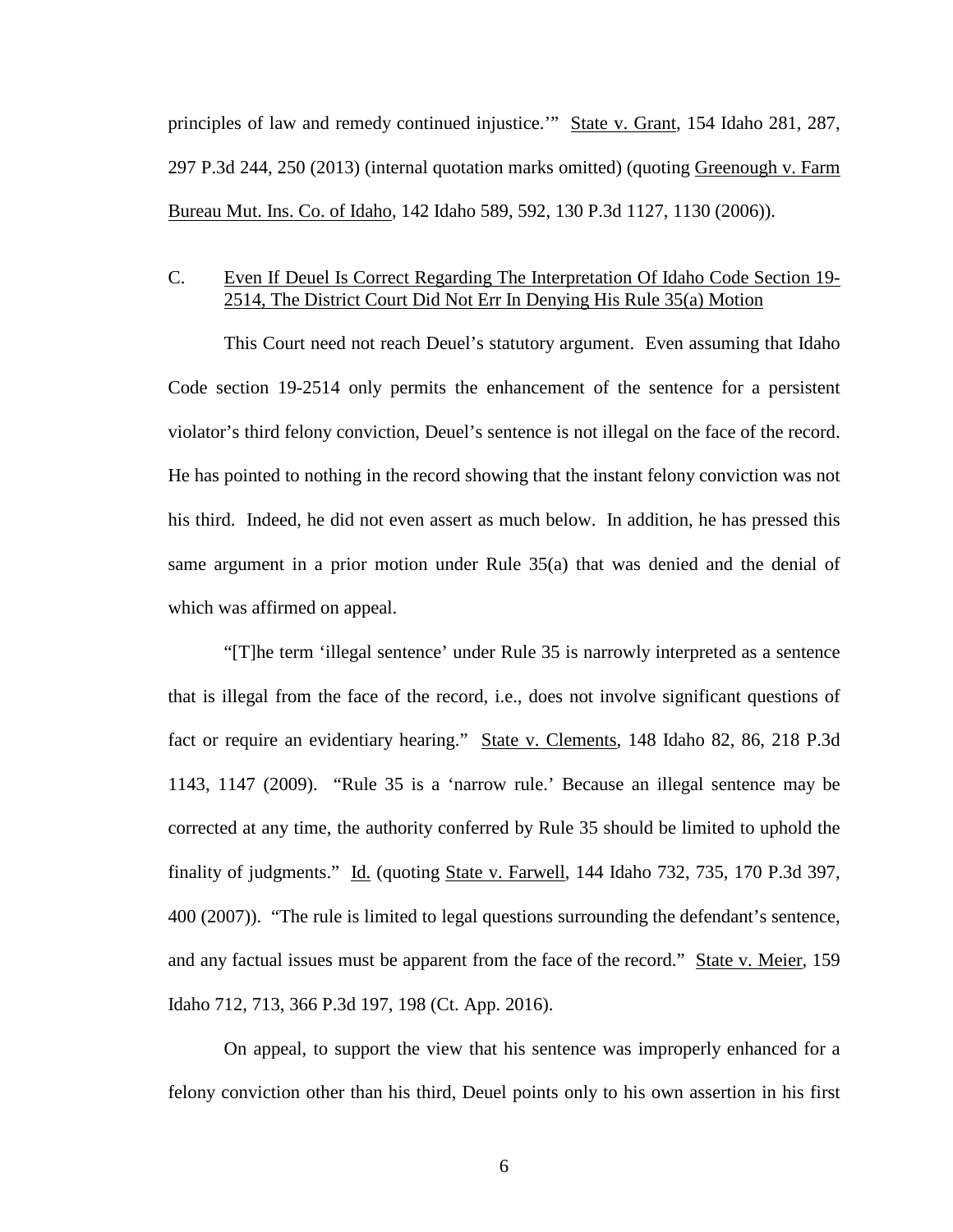principles of law and remedy continued injustice.'" State v. Grant, 154 Idaho 281, 287, 297 P.3d 244, 250 (2013) (internal quotation marks omitted) (quoting Greenough v. Farm Bureau Mut. Ins. Co. of Idaho, 142 Idaho 589, 592, 130 P.3d 1127, 1130 (2006)).

### C. Even If Deuel Is Correct Regarding The Interpretation Of Idaho Code Section 19-2514, The District Court Did Not Err In Denying His Rule 35(a) Motion

This Court need not reach Deuel's statutory argument. Even assuming that Idaho Code section 19-2514 only permits the enhancement of the sentence for a persistent violator's third felony conviction, Deuel's sentence is not illegal on the face of the record. He has pointed to nothing in the record showing that the instant felony conviction was not his third. Indeed, he did not even assert as much below. In addition, he has pressed this same argument in a prior motion under Rule 35(a) that was denied and the denial of which was affirmed on appeal.

"[T]he term 'illegal sentence' under Rule 35 is narrowly interpreted as a sentence that is illegal from the face of the record, i.e., does not involve significant questions of fact or require an evidentiary hearing." State v. Clements, 148 Idaho 82, 86, 218 P.3d 1143, 1147 (2009). "Rule 35 is a 'narrow rule.' Because an illegal sentence may be corrected at any time, the authority conferred by Rule 35 should be limited to uphold the finality of judgments." Id. (quoting State v. Farwell, 144 Idaho 732, 735, 170 P.3d 397, 400 (2007)). "The rule is limited to legal questions surrounding the defendant's sentence, and any factual issues must be apparent from the face of the record." State v. Meier, 159 Idaho 712, 713, 366 P.3d 197, 198 (Ct. App. 2016).

On appeal, to support the view that his sentence was improperly enhanced for a felony conviction other than his third, Deuel points only to his own assertion in his first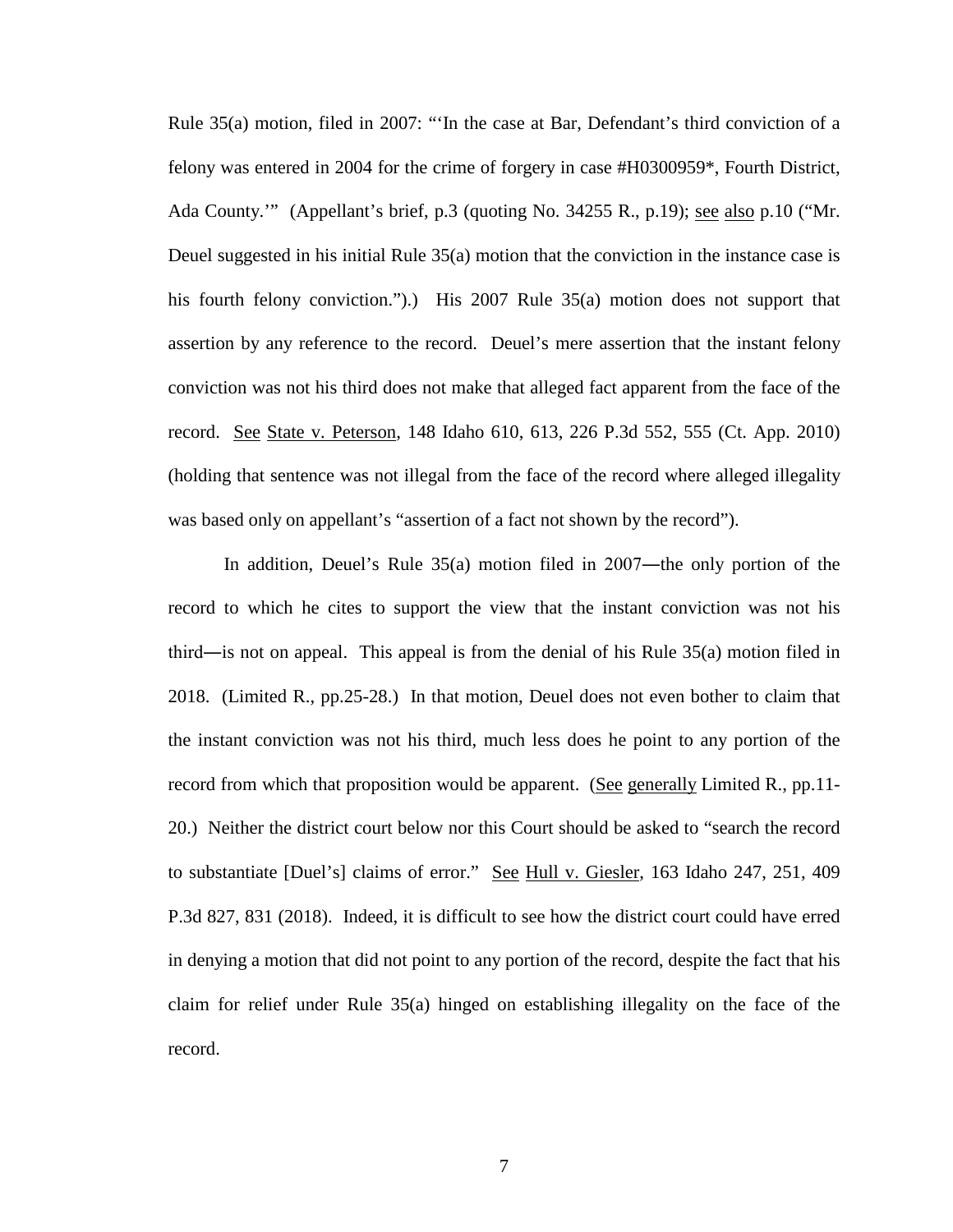Rule 35(a) motion, filed in 2007: "'In the case at Bar, Defendant's third conviction of a felony was entered in 2004 for the crime of forgery in case #H0300959*, Fourth District, Ada County.'" (Appellant's brief, p.3 (quoting No. 34255 R., p.19); see also p.10 ("Mr. Deuel suggested in his initial Rule 35(a) motion that the conviction in the instance case is his fourth felony conviction.").) His 2007 Rule 35(a) motion does not support that assertion by any reference to the record. Deuel's mere assertion that the instant felony conviction was not his third does not make that alleged fact apparent from the face of the record. See State v. Peterson, 148 Idaho 610, 613, 226 P.3d 552, 555 (Ct. App. 2010) (holding that sentence was not illegal from the face of the record where alleged illegality was based only on appellant's "assertion of a fact not shown by the record").

In addition, Deuel's Rule 35(a) motion filed in 2007―the only portion of the record to which he cites to support the view that the instant conviction was not his third―is not on appeal. This appeal is from the denial of his Rule 35(a) motion filed in 2018. (Limited R., pp.25-28.) In that motion, Deuel does not even bother to claim that the instant conviction was not his third, much less does he point to any portion of the record from which that proposition would be apparent. (See generally Limited R., pp.11-20.) Neither the district court below nor this Court should be asked to "search the record to substantiate [Duel's] claims of error." See Hull v. Giesler, 163 Idaho 247, 251, 409 P.3d 827, 831 (2018). Indeed, it is difficult to see how the district court could have erred in denying a motion that did not point to any portion of the record, despite the fact that his claim for relief under Rule 35(a) hinged on establishing illegality on the face of the record.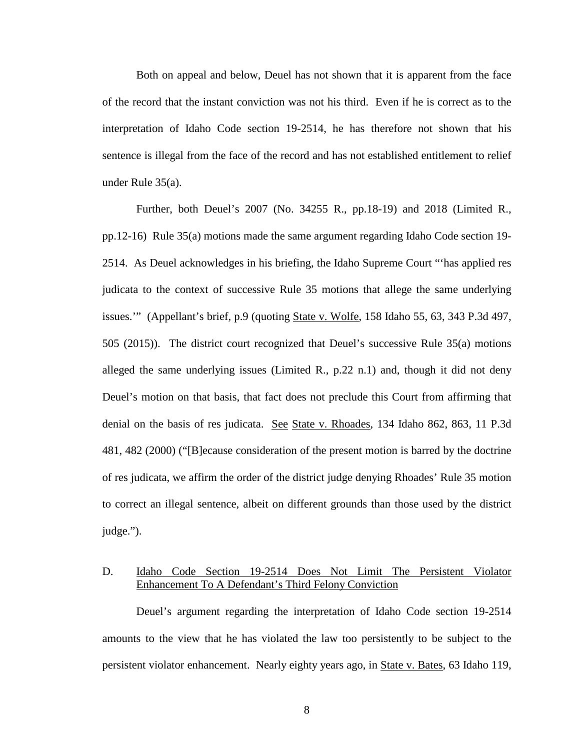Both on appeal and below, Deuel has not shown that it is apparent from the face of the record that the instant conviction was not his third. Even if he is correct as to the interpretation of Idaho Code section 19-2514, he has therefore not shown that his sentence is illegal from the face of the record and has not established entitlement to relief under Rule 35(a).

Further, both Deuel's 2007 (No. 34255 R., pp.18-19) and 2018 (Limited R., pp.12-16) Rule 35(a) motions made the same argument regarding Idaho Code section 19-2514. As Deuel acknowledges in his briefing, the Idaho Supreme Court "'has applied res judicata to the context of successive Rule 35 motions that allege the same underlying issues.'" (Appellant's brief, p.9 (quoting State v. Wolfe, 158 Idaho 55, 63, 343 P.3d 497, 505 (2015)). The district court recognized that Deuel's successive Rule 35(a) motions alleged the same underlying issues (Limited R., p.22 n.1) and, though it did not deny Deuel's motion on that basis, that fact does not preclude this Court from affirming that denial on the basis of res judicata. See State v. Rhoades, 134 Idaho 862, 863, 11 P.3d 481, 482 (2000) ("[B]ecause consideration of the present motion is barred by the doctrine of res judicata, we affirm the order of the district judge denying Rhoades' Rule 35 motion to correct an illegal sentence, albeit on different grounds than those used by the district judge.").

## D. Idaho Code Section 19-2514 Does Not Limit The Persistent Violator Enhancement To A Defendant's Third Felony Conviction

Deuel's argument regarding the interpretation of Idaho Code section 19-2514 amounts to the view that he has violated the law too persistently to be subject to the persistent violator enhancement. Nearly eighty years ago, in State v. Bates, 63 Idaho 119,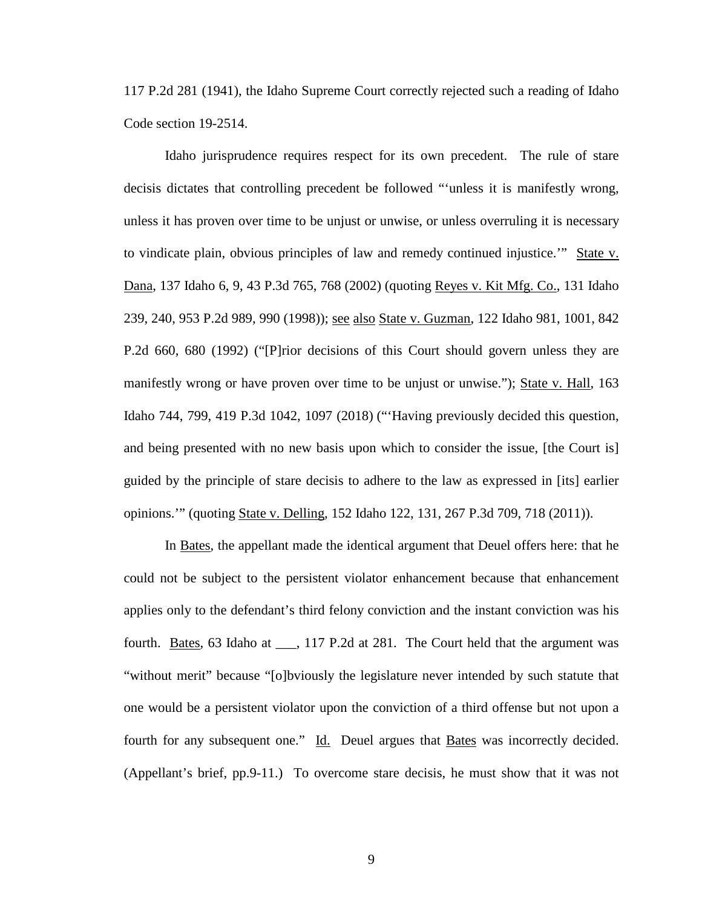117 P.2d 281 (1941), the Idaho Supreme Court correctly rejected such a reading of Idaho Code section 19-2514.

Idaho jurisprudence requires respect for its own precedent. The rule of stare decisis dictates that controlling precedent be followed "'unless it is manifestly wrong, unless it has proven over time to be unjust or unwise, or unless overruling it is necessary to vindicate plain, obvious principles of law and remedy continued injustice.'" State v. Dana, 137 Idaho 6, 9, 43 P.3d 765, 768 (2002) (quoting Reyes v. Kit Mfg. Co., 131 Idaho 239, 240, 953 P.2d 989, 990 (1998)); see also State v. Guzman, 122 Idaho 981, 1001, 842 P.2d 660, 680 (1992) ("[P]rior decisions of this Court should govern unless they are manifestly wrong or have proven over time to be unjust or unwise."); State v. Hall, 163 Idaho 744, 799, 419 P.3d 1042, 1097 (2018) ("'Having previously decided this question, and being presented with no new basis upon which to consider the issue, [the Court is] guided by the principle of stare decisis to adhere to the law as expressed in [its] earlier opinions.'" (quoting State v. Delling, 152 Idaho 122, 131, 267 P.3d 709, 718 (2011)).

In Bates, the appellant made the identical argument that Deuel offers here: that he could not be subject to the persistent violator enhancement because that enhancement applies only to the defendant's third felony conviction and the instant conviction was his fourth. Bates, 63 Idaho at ___, 117 P.2d at 281. The Court held that the argument was "without merit" because "[o]bviously the legislature never intended by such statute that one would be a persistent violator upon the conviction of a third offense but not upon a fourth for any subsequent one." Id. Deuel argues that Bates was incorrectly decided. (Appellant's brief, pp.9-11.) To overcome stare decisis, he must show that it was not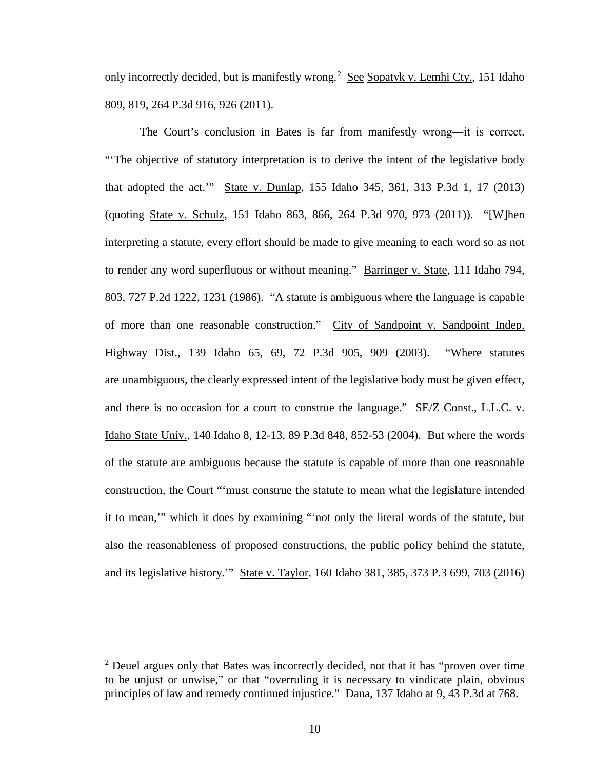only incorrectly decided, but is manifestly wrong.[2] See Sopatyk v. Lemhi Cty., 151 Idaho 809, 819, 264 P.3d 916, 926 (2011).

The Court's conclusion in Bates is far from manifestly wrong―it is correct. "'The objective of statutory interpretation is to derive the intent of the legislative body that adopted the act.'" State v. Dunlap, 155 Idaho 345, 361, 313 P.3d 1, 17 (2013) (quoting State v. Schulz, 151 Idaho 863, 866, 264 P.3d 970, 973 (2011)). "[W]hen interpreting a statute, every effort should be made to give meaning to each word so as not to render any word superfluous or without meaning." Barringer v. State, 111 Idaho 794, 803, 727 P.2d 1222, 1231 (1986). "A statute is ambiguous where the language is capable of more than one reasonable construction." City of Sandpoint v. Sandpoint Indep. Highway Dist., 139 Idaho 65, 69, 72 P.3d 905, 909 (2003). "Where statutes are unambiguous, the clearly expressed intent of the legislative body must be given effect, and there is no occasion for a court to construe the language." SE/Z Const., L.L.C. v. Idaho State Univ., 140 Idaho 8, 12-13, 89 P.3d 848, 852-53 (2004). But where the words of the statute are ambiguous because the statute is capable of more than one reasonable construction, the Court "'must construe the statute to mean what the legislature intended it to mean,'" which it does by examining "'not only the literal words of the statute, but also the reasonableness of proposed constructions, the public policy behind the statute, and its legislative history.'" State v. Taylor, 160 Idaho 381, 385, 373 P.3 699, 703 (2016)

[2] Deuel argues only that Bates was incorrectly decided, not that it has "proven over time to be unjust or unwise," or that "overruling it is necessary to vindicate plain, obvious principles of law and remedy continued injustice." Dana, 137 Idaho at 9, 43 P.3d at 768.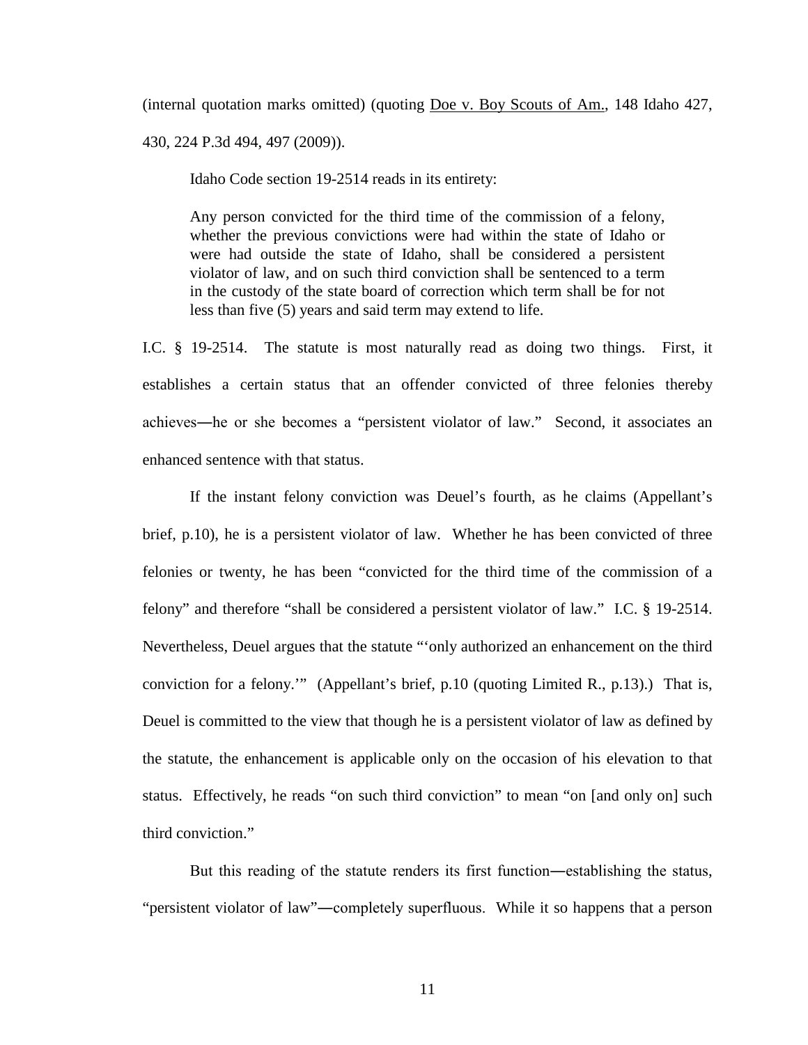(internal quotation marks omitted) (quoting Doe v. Boy Scouts of Am., 148 Idaho 427, 430, 224 P.3d 494, 497 (2009)).

Idaho Code section 19-2514 reads in its entirety:

> Any person convicted for the third time of the commission of a felony, whether the previous convictions were had within the state of Idaho or were had outside the state of Idaho, shall be considered a persistent violator of law, and on such third conviction shall be sentenced to a term in the custody of the state board of correction which term shall be for not less than five (5) years and said term may extend to life.

I.C. § 19-2514. The statute is most naturally read as doing two things. First, it establishes a certain status that an offender convicted of three felonies thereby achieves―he or she becomes a "persistent violator of law." Second, it associates an enhanced sentence with that status.

If the instant felony conviction was Deuel's fourth, as he claims (Appellant's brief, p.10), he is a persistent violator of law. Whether he has been convicted of three felonies or twenty, he has been "convicted for the third time of the commission of a felony" and therefore "shall be considered a persistent violator of law." I.C. § 19-2514. Nevertheless, Deuel argues that the statute "'only authorized an enhancement on the third conviction for a felony.'" (Appellant's brief, p.10 (quoting Limited R., p.13).) That is, Deuel is committed to the view that though he is a persistent violator of law as defined by the statute, the enhancement is applicable only on the occasion of his elevation to that status. Effectively, he reads "on such third conviction" to mean "on [and only on] such third conviction."

But this reading of the statute renders its first function―establishing the status, "persistent violator of law"―completely superfluous. While it so happens that a person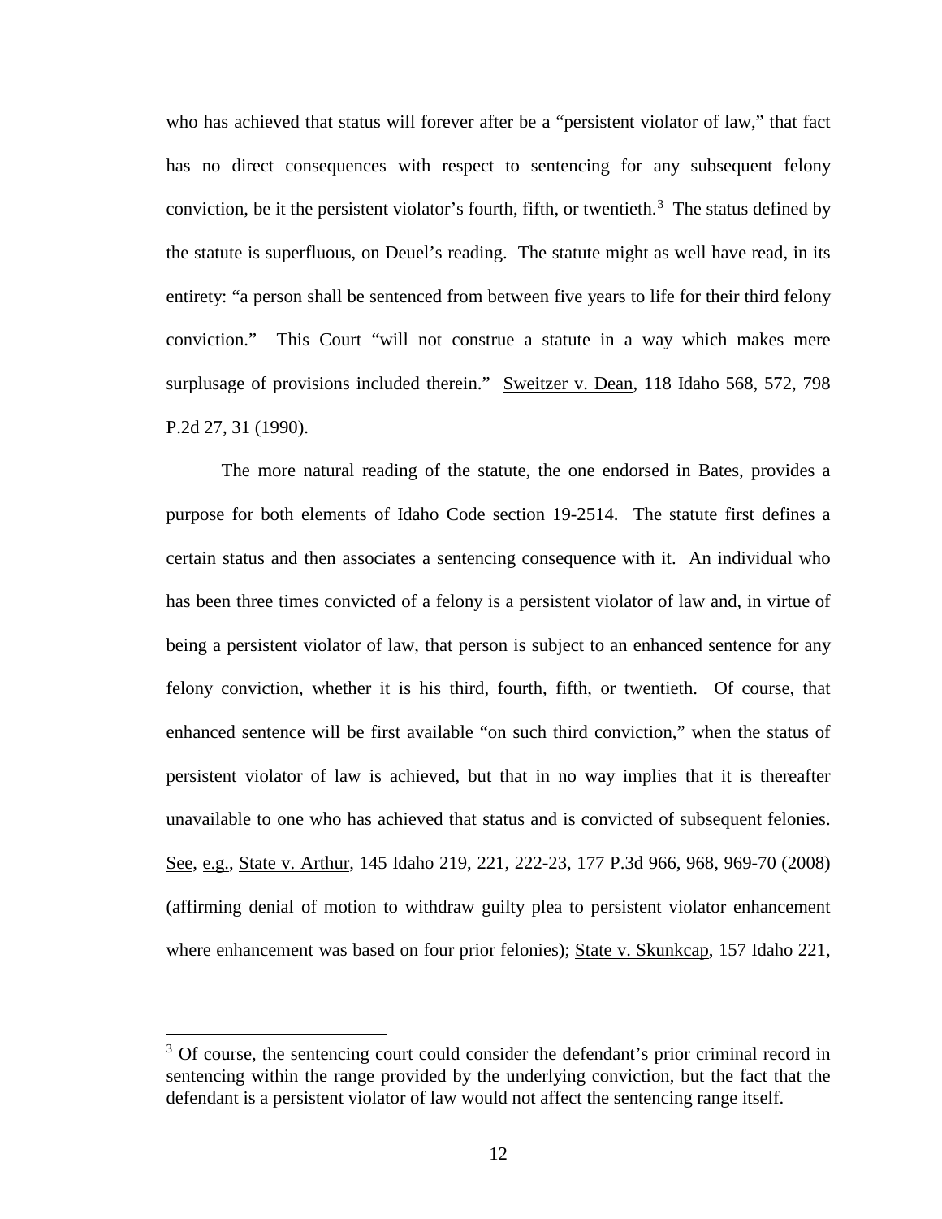who has achieved that status will forever after be a "persistent violator of law," that fact has no direct consequences with respect to sentencing for any subsequent felony conviction, be it the persistent violator's fourth, fifth, or twentieth.[3] The status defined by the statute is superfluous, on Deuel's reading. The statute might as well have read, in its entirety: "a person shall be sentenced from between five years to life for their third felony conviction." This Court "will not construe a statute in a way which makes mere surplusage of provisions included therein." Sweitzer v. Dean, 118 Idaho 568, 572, 798 P.2d 27, 31 (1990).

The more natural reading of the statute, the one endorsed in Bates, provides a purpose for both elements of Idaho Code section 19-2514. The statute first defines a certain status and then associates a sentencing consequence with it. An individual who has been three times convicted of a felony is a persistent violator of law and, in virtue of being a persistent violator of law, that person is subject to an enhanced sentence for any felony conviction, whether it is his third, fourth, fifth, or twentieth. Of course, that enhanced sentence will be first available "on such third conviction," when the status of persistent violator of law is achieved, but that in no way implies that it is thereafter unavailable to one who has achieved that status and is convicted of subsequent felonies. See, e.g., State v. Arthur, 145 Idaho 219, 221, 222-23, 177 P.3d 966, 968, 969-70 (2008) (affirming denial of motion to withdraw guilty plea to persistent violator enhancement where enhancement was based on four prior felonies); State v. Skunkcap, 157 Idaho 221,

---

[3] Of course, the sentencing court could consider the defendant's prior criminal record in sentencing within the range provided by the underlying conviction, but the fact that the defendant is a persistent violator of law would not affect the sentencing range itself.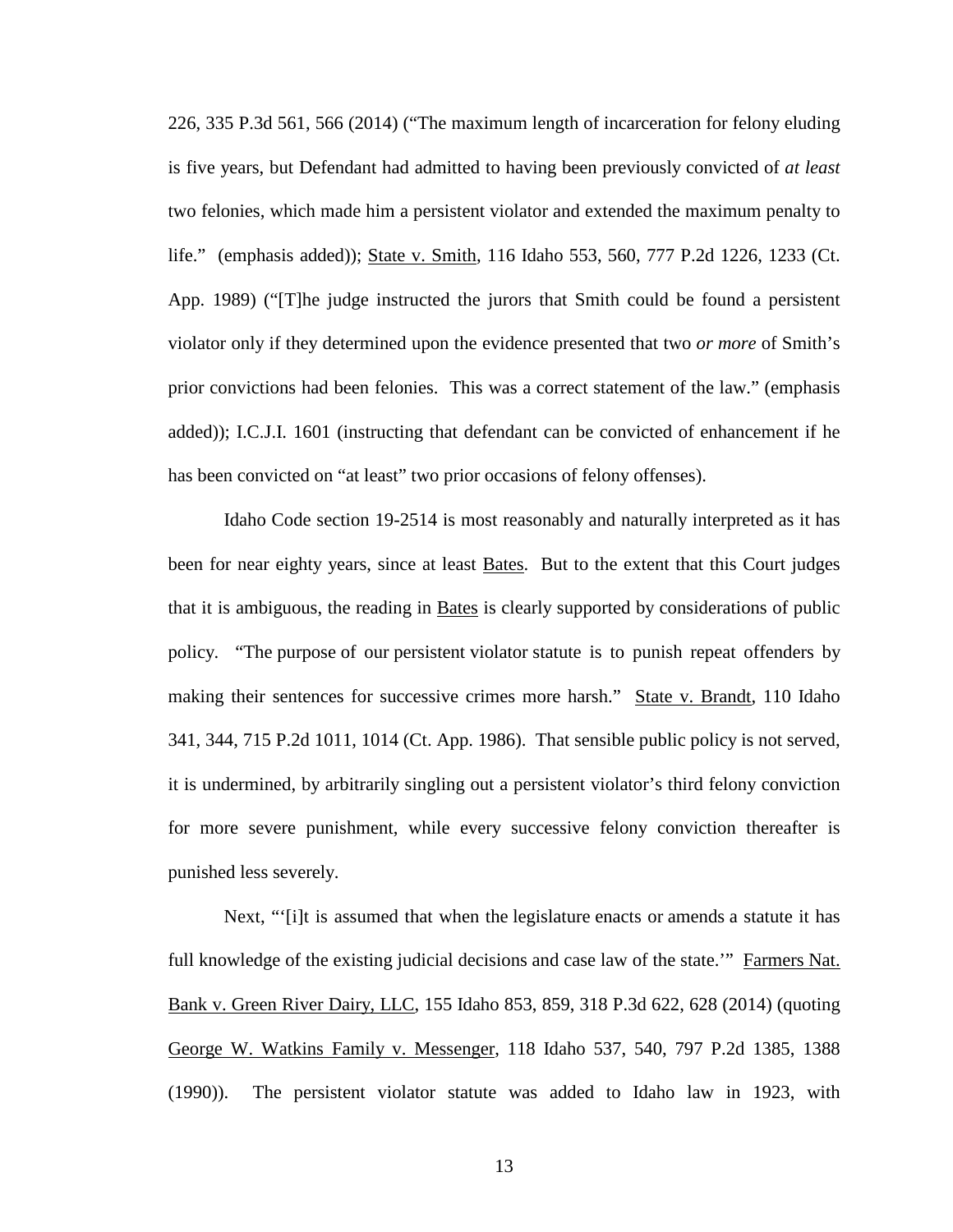226, 335 P.3d 561, 566 (2014) ("The maximum length of incarceration for felony eluding is five years, but Defendant had admitted to having been previously convicted of *at least* two felonies, which made him a persistent violator and extended the maximum penalty to life." (emphasis added)); State v. Smith, 116 Idaho 553, 560, 777 P.2d 1226, 1233 (Ct. App. 1989) ("[T]he judge instructed the jurors that Smith could be found a persistent violator only if they determined upon the evidence presented that two *or more* of Smith's prior convictions had been felonies. This was a correct statement of the law." (emphasis added)); I.C.J.I. 1601 (instructing that defendant can be convicted of enhancement if he has been convicted on "at least" two prior occasions of felony offenses).

Idaho Code section 19-2514 is most reasonably and naturally interpreted as it has been for near eighty years, since at least Bates. But to the extent that this Court judges that it is ambiguous, the reading in Bates is clearly supported by considerations of public policy. "The purpose of our persistent violator statute is to punish repeat offenders by making their sentences for successive crimes more harsh." State v. Brandt, 110 Idaho 341, 344, 715 P.2d 1011, 1014 (Ct. App. 1986). That sensible public policy is not served, it is undermined, by arbitrarily singling out a persistent violator's third felony conviction for more severe punishment, while every successive felony conviction thereafter is punished less severely.

Next, "'[i]t is assumed that when the legislature enacts or amends a statute it has full knowledge of the existing judicial decisions and case law of the state.'" Farmers Nat. Bank v. Green River Dairy, LLC, 155 Idaho 853, 859, 318 P.3d 622, 628 (2014) (quoting George W. Watkins Family v. Messenger, 118 Idaho 537, 540, 797 P.2d 1385, 1388 (1990)). The persistent violator statute was added to Idaho law in 1923, with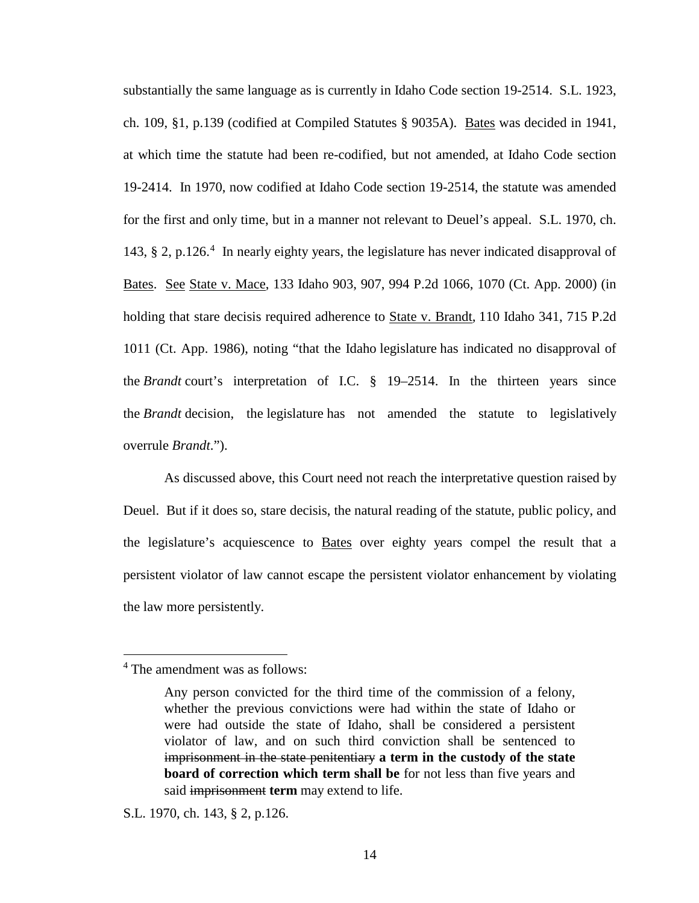substantially the same language as is currently in Idaho Code section 19-2514. S.L. 1923, ch. 109, §1, p.139 (codified at Compiled Statutes § 9035A). Bates was decided in 1941, at which time the statute had been re-codified, but not amended, at Idaho Code section 19-2414. In 1970, now codified at Idaho Code section 19-2514, the statute was amended for the first and only time, but in a manner not relevant to Deuel's appeal. S.L. 1970, ch. 143, § 2, p.126.[4] In nearly eighty years, the legislature has never indicated disapproval of Bates. See State v. Mace, 133 Idaho 903, 907, 994 P.2d 1066, 1070 (Ct. App. 2000) (in holding that stare decisis required adherence to State v. Brandt, 110 Idaho 341, 715 P.2d 1011 (Ct. App. 1986), noting "that the Idaho legislature has indicated no disapproval of the *Brandt* court's interpretation of I.C. § 19–2514. In the thirteen years since the *Brandt* decision, the legislature has not amended the statute to legislatively overrule *Brandt*.").

As discussed above, this Court need not reach the interpretative question raised by Deuel. But if it does so, stare decisis, the natural reading of the statute, public policy, and the legislature's acquiescence to Bates over eighty years compel the result that a persistent violator of law cannot escape the persistent violator enhancement by violating the law more persistently.

---

[4] The amendment was as follows:

> Any person convicted for the third time of the commission of a felony, whether the previous convictions were had within the state of Idaho or were had outside the state of Idaho, shall be considered a persistent violator of law, and on such third conviction shall be sentenced to ~~imprisonment in the state penitentiary~~ **a term in the custody of the state board of correction which term shall be** for not less than five years and said ~~imprisonment~~ **term** may extend to life.

S.L. 1970, ch. 143, § 2, p.126.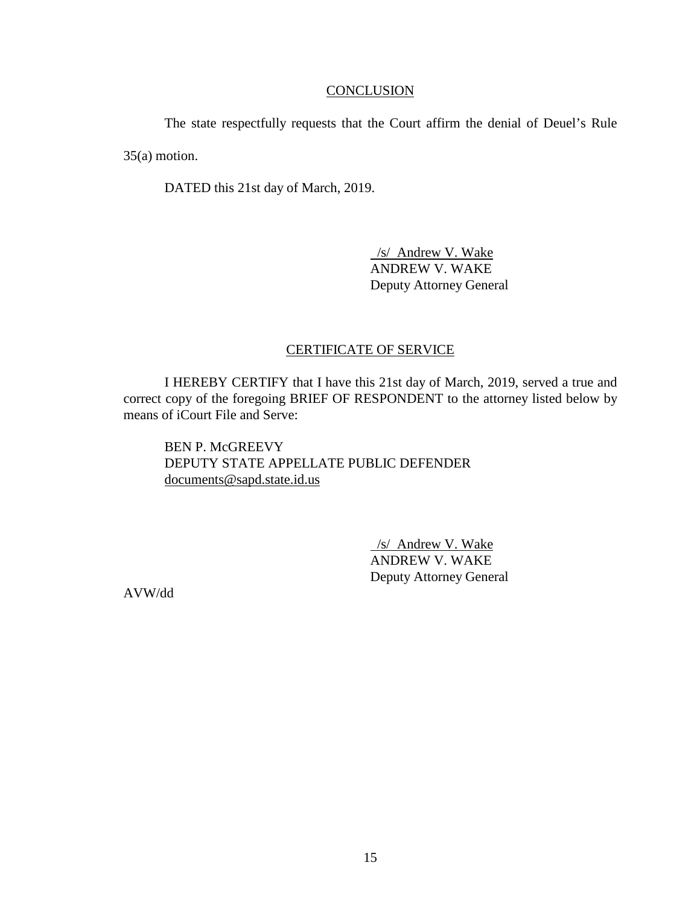## CONCLUSION

The state respectfully requests that the Court affirm the denial of Deuel's Rule 35(a) motion.

DATED this 21st day of March, 2019.

/s/ Andrew V. Wake
ANDREW V. WAKE
Deputy Attorney General

## CERTIFICATE OF SERVICE

I HEREBY CERTIFY that I have this 21st day of March, 2019, served a true and correct copy of the foregoing BRIEF OF RESPONDENT to the attorney listed below by means of iCourt File and Serve:

BEN P. McGREEVY
DEPUTY STATE APPELLATE PUBLIC DEFENDER
documents@sapd.state.id.us

/s/ Andrew V. Wake
ANDREW V. WAKE
Deputy Attorney General

AVW/dd